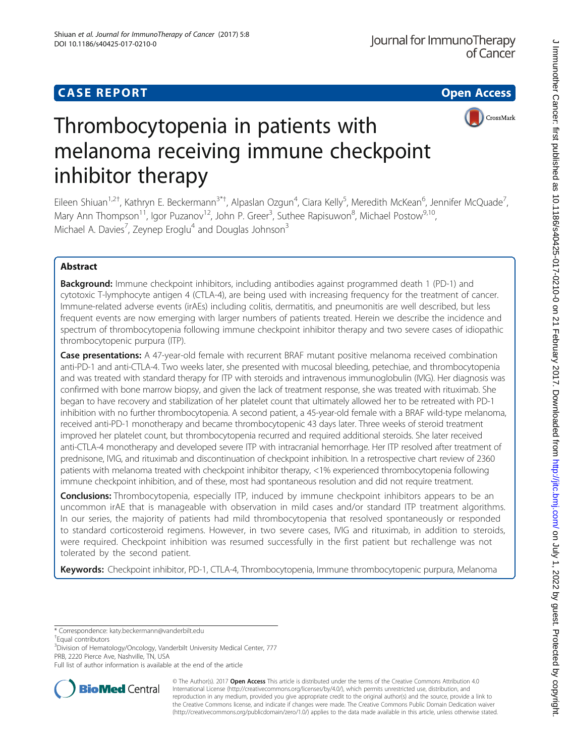CASE REPORT

Open Access

# Thrombocytopenia in patients with melanoma receiving immune checkpoint inhibitor therapy

Eileen Shiuan[1,2†], Kathryn E. Beckermann[3*†], Alpaslan Ozgun[4], Ciara Kelly[5], Meredith McKean[6], Jennifer McQuade[7], Mary Ann Thompson[11], Igor Puzanov[12], John P. Greer[3], Suthee Rapisuwon[8], Michael Postow[9,10], Michael A. Davies[7], Zeynep Eroglu[4] and Douglas Johnson[3]

## Abstract

**Background:** Immune checkpoint inhibitors, including antibodies against programmed death 1 (PD-1) and cytotoxic T-lymphocyte antigen 4 (CTLA-4), are being used with increasing frequency for the treatment of cancer. Immune-related adverse events (irAEs) including colitis, dermatitis, and pneumonitis are well described, but less frequent events are now emerging with larger numbers of patients treated. Herein we describe the incidence and spectrum of thrombocytopenia following immune checkpoint inhibitor therapy and two severe cases of idiopathic thrombocytopenic purpura (ITP).

**Case presentations:** A 47-year-old female with recurrent BRAF mutant positive melanoma received combination anti-PD-1 and anti-CTLA-4. Two weeks later, she presented with mucosal bleeding, petechiae, and thrombocytopenia and was treated with standard therapy for ITP with steroids and intravenous immunoglobulin (IVIG). Her diagnosis was confirmed with bone marrow biopsy, and given the lack of treatment response, she was treated with rituximab. She began to have recovery and stabilization of her platelet count that ultimately allowed her to be retreated with PD-1 inhibition with no further thrombocytopenia. A second patient, a 45-year-old female with a BRAF wild-type melanoma, received anti-PD-1 monotherapy and became thrombocytopenic 43 days later. Three weeks of steroid treatment improved her platelet count, but thrombocytopenia recurred and required additional steroids. She later received anti-CTLA-4 monotherapy and developed severe ITP with intracranial hemorrhage. Her ITP resolved after treatment of prednisone, IVIG, and rituximab and discontinuation of checkpoint inhibition. In a retrospective chart review of 2360 patients with melanoma treated with checkpoint inhibitor therapy, <1% experienced thrombocytopenia following immune checkpoint inhibition, and of these, most had spontaneous resolution and did not require treatment.

**Conclusions:** Thrombocytopenia, especially ITP, induced by immune checkpoint inhibitors appears to be an uncommon irAE that is manageable with observation in mild cases and/or standard ITP treatment algorithms. In our series, the majority of patients had mild thrombocytopenia that resolved spontaneously or responded to standard corticosteroid regimens. However, in two severe cases, IVIG and rituximab, in addition to steroids, were required. Checkpoint inhibition was resumed successfully in the first patient but rechallenge was not tolerated by the second patient.

**Keywords:** Checkpoint inhibitor, PD-1, CTLA-4, Thrombocytopenia, Immune thrombocytopenic purpura, Melanoma

* Correspondence: katy.beckermann@vanderbilt.edu
† Equal contributors
[3] Division of Hematology/Oncology, Vanderbilt University Medical Center, 777 PRB, 2220 Pierce Ave, Nashville, TN, USA
Full list of author information is available at the end of the article

© The Author(s). 2017 **Open Access** This article is distributed under the terms of the Creative Commons Attribution 4.0 International License (http://creativecommons.org/licenses/by/4.0/), which permits unrestricted use, distribution, and reproduction in any medium, provided you give appropriate credit to the original author(s) and the source, provide a link to the Creative Commons license, and indicate if changes were made. The Creative Commons Public Domain Dedication waiver (http://creativecommons.org/publicdomain/zero/1.0/) applies to the data made available in this article, unless otherwise stated.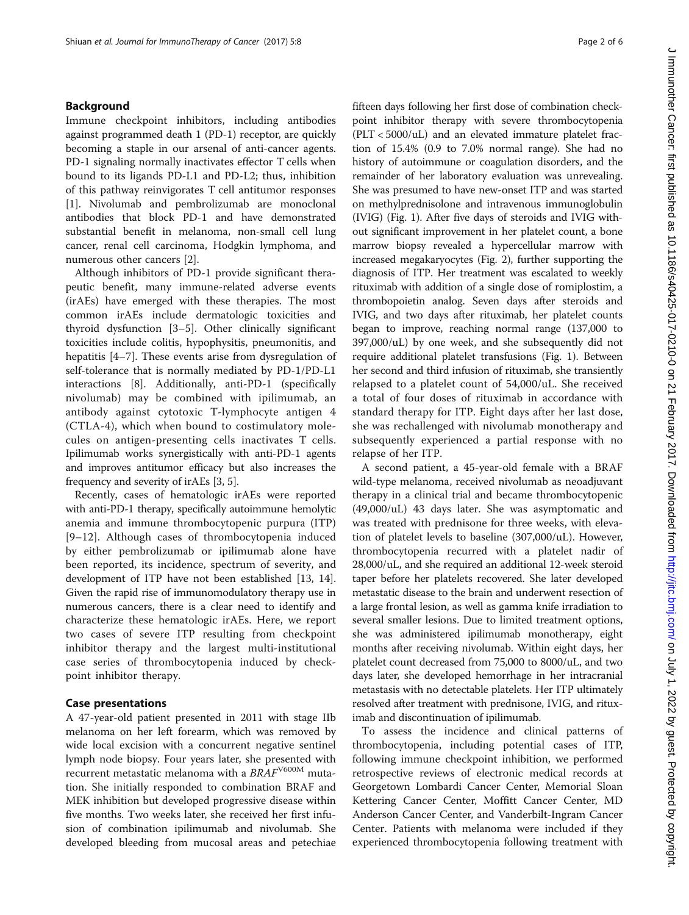## Background

Immune checkpoint inhibitors, including antibodies against programmed death 1 (PD-1) receptor, are quickly becoming a staple in our arsenal of anti-cancer agents. PD-1 signaling normally inactivates effector T cells when bound to its ligands PD-L1 and PD-L2; thus, inhibition of this pathway reinvigorates T cell antitumor responses [1]. Nivolumab and pembrolizumab are monoclonal antibodies that block PD-1 and have demonstrated substantial benefit in melanoma, non-small cell lung cancer, renal cell carcinoma, Hodgkin lymphoma, and numerous other cancers [2].

Although inhibitors of PD-1 provide significant therapeutic benefit, many immune-related adverse events (irAEs) have emerged with these therapies. The most common irAEs include dermatologic toxicities and thyroid dysfunction [3–5]. Other clinically significant toxicities include colitis, hypophysitis, pneumonitis, and hepatitis [4–7]. These events arise from dysregulation of self-tolerance that is normally mediated by PD-1/PD-L1 interactions [8]. Additionally, anti-PD-1 (specifically nivolumab) may be combined with ipilimumab, an antibody against cytotoxic T-lymphocyte antigen 4 (CTLA-4), which when bound to costimulatory molecules on antigen-presenting cells inactivates T cells. Ipilimumab works synergistically with anti-PD-1 agents and improves antitumor efficacy but also increases the frequency and severity of irAEs [3, 5].

Recently, cases of hematologic irAEs were reported with anti-PD-1 therapy, specifically autoimmune hemolytic anemia and immune thrombocytopenic purpura (ITP) [9–12]. Although cases of thrombocytopenia induced by either pembrolizumab or ipilimumab alone have been reported, its incidence, spectrum of severity, and development of ITP have not been established [13, 14]. Given the rapid rise of immunomodulatory therapy use in numerous cancers, there is a clear need to identify and characterize these hematologic irAEs. Here, we report two cases of severe ITP resulting from checkpoint inhibitor therapy and the largest multi-institutional case series of thrombocytopenia induced by checkpoint inhibitor therapy.

## Case presentations

A 47-year-old patient presented in 2011 with stage IIb melanoma on her left forearm, which was removed by wide local excision with a concurrent negative sentinel lymph node biopsy. Four years later, she presented with recurrent metastatic melanoma with a *BRAF*$^{V600M}$ mutation. She initially responded to combination BRAF and MEK inhibition but developed progressive disease within five months. Two weeks later, she received her first infusion of combination ipilimumab and nivolumab. She developed bleeding from mucosal areas and petechiae fifteen days following her first dose of combination checkpoint inhibitor therapy with severe thrombocytopenia (PLT < 5000/uL) and an elevated immature platelet fraction of 15.4% (0.9 to 7.0% normal range). She had no history of autoimmune or coagulation disorders, and the remainder of her laboratory evaluation was unrevealing. She was presumed to have new-onset ITP and was started on methylprednisolone and intravenous immunoglobulin (IVIG) (Fig. 1). After five days of steroids and IVIG without significant improvement in her platelet count, a bone marrow biopsy revealed a hypercellular marrow with increased megakaryocytes (Fig. 2), further supporting the diagnosis of ITP. Her treatment was escalated to weekly rituximab with addition of a single dose of romiplostim, a thrombopoietin analog. Seven days after steroids and IVIG, and two days after rituximab, her platelet counts began to improve, reaching normal range (137,000 to 397,000/uL) by one week, and she subsequently did not require additional platelet transfusions (Fig. 1). Between her second and third infusion of rituximab, she transiently relapsed to a platelet count of 54,000/uL. She received a total of four doses of rituximab in accordance with standard therapy for ITP. Eight days after her last dose, she was rechallenged with nivolumab monotherapy and subsequently experienced a partial response with no relapse of her ITP.

A second patient, a 45-year-old female with a BRAF wild-type melanoma, received nivolumab as neoadjuvant therapy in a clinical trial and became thrombocytopenic (49,000/uL) 43 days later. She was asymptomatic and was treated with prednisone for three weeks, with elevation of platelet levels to baseline (307,000/uL). However, thrombocytopenia recurred with a platelet nadir of 28,000/uL, and she required an additional 12-week steroid taper before her platelets recovered. She later developed metastatic disease to the brain and underwent resection of a large frontal lesion, as well as gamma knife irradiation to several smaller lesions. Due to limited treatment options, she was administered ipilimumab monotherapy, eight months after receiving nivolumab. Within eight days, her platelet count decreased from 75,000 to 8000/uL, and two days later, she developed hemorrhage in her intracranial metastasis with no detectable platelets. Her ITP ultimately resolved after treatment with prednisone, IVIG, and rituximab and discontinuation of ipilimumab.

To assess the incidence and clinical patterns of thrombocytopenia, including potential cases of ITP, following immune checkpoint inhibition, we performed retrospective reviews of electronic medical records at Georgetown Lombardi Cancer Center, Memorial Sloan Kettering Cancer Center, Moffitt Cancer Center, MD Anderson Cancer Center, and Vanderbilt-Ingram Cancer Center. Patients with melanoma were included if they experienced thrombocytopenia following treatment with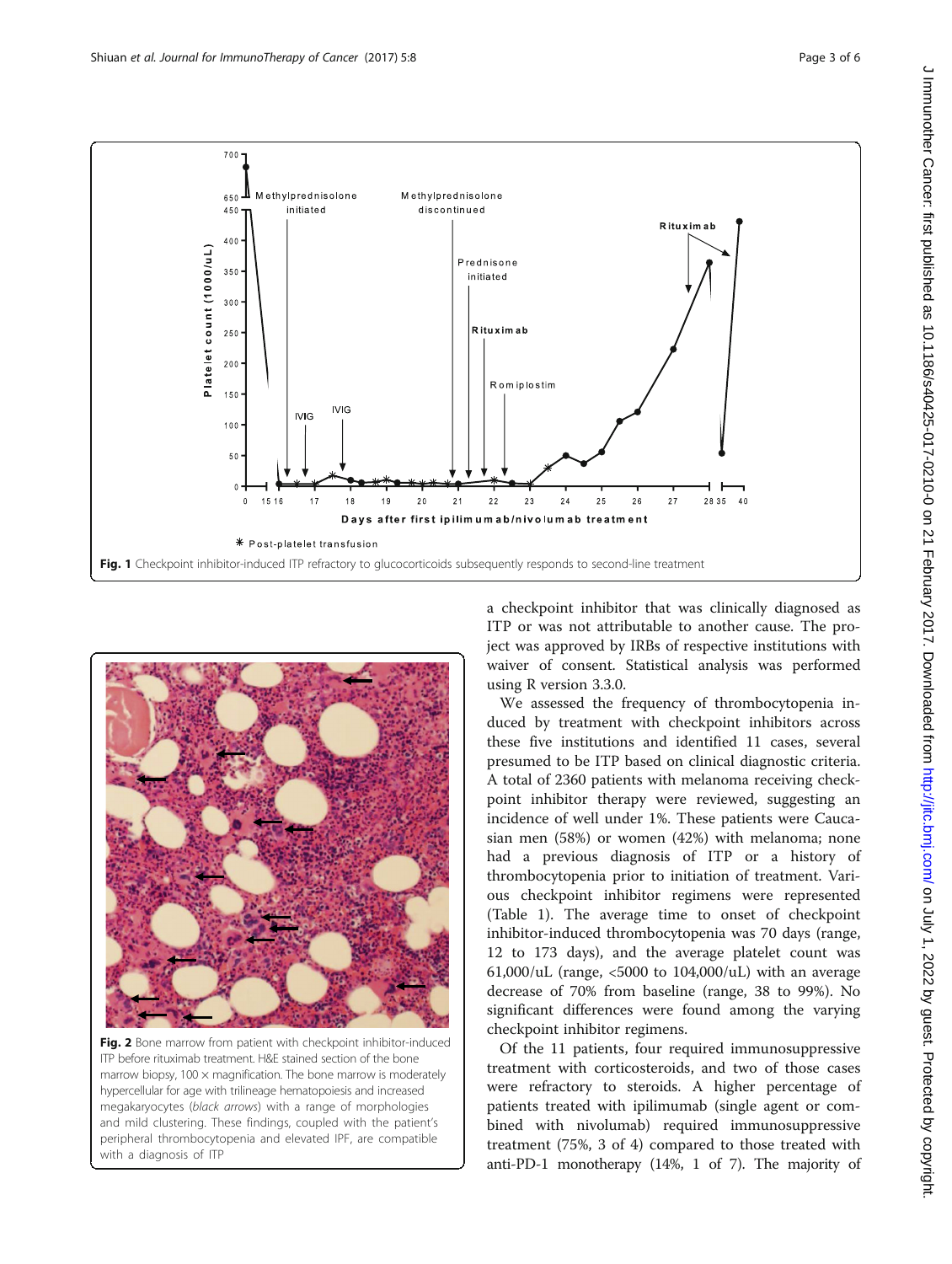**Fig. 1** Checkpoint inhibitor-induced ITP refractory to glucocorticoids subsequently responds to second-line treatment

**Fig. 2** Bone marrow from patient with checkpoint inhibitor-induced ITP before rituximab treatment. H&E stained section of the bone marrow biopsy, 100 × magnification. The bone marrow is moderately hypercellular for age with trilineage hematopoiesis and increased megakaryocytes (*black arrows*) with a range of morphologies and mild clustering. These findings, coupled with the patient's peripheral thrombocytopenia and elevated IPF, are compatible with a diagnosis of ITP

a checkpoint inhibitor that was clinically diagnosed as ITP or was not attributable to another cause. The project was approved by IRBs of respective institutions with waiver of consent. Statistical analysis was performed using R version 3.3.0.

We assessed the frequency of thrombocytopenia induced by treatment with checkpoint inhibitors across these five institutions and identified 11 cases, several presumed to be ITP based on clinical diagnostic criteria. A total of 2360 patients with melanoma receiving checkpoint inhibitor therapy were reviewed, suggesting an incidence of well under 1%. These patients were Caucasian men (58%) or women (42%) with melanoma; none had a previous diagnosis of ITP or a history of thrombocytopenia prior to initiation of treatment. Various checkpoint inhibitor regimens were represented (Table 1). The average time to onset of checkpoint inhibitor-induced thrombocytopenia was 70 days (range, 12 to 173 days), and the average platelet count was 61,000/uL (range, <5000 to 104,000/uL) with an average decrease of 70% from baseline (range, 38 to 99%). No significant differences were found among the varying checkpoint inhibitor regimens.

Of the 11 patients, four required immunosuppressive treatment with corticosteroids, and two of those cases were refractory to steroids. A higher percentage of patients treated with ipilimumab (single agent or combined with nivolumab) required immunosuppressive treatment (75%, 3 of 4) compared to those treated with anti-PD-1 monotherapy (14%, 1 of 7). The majority of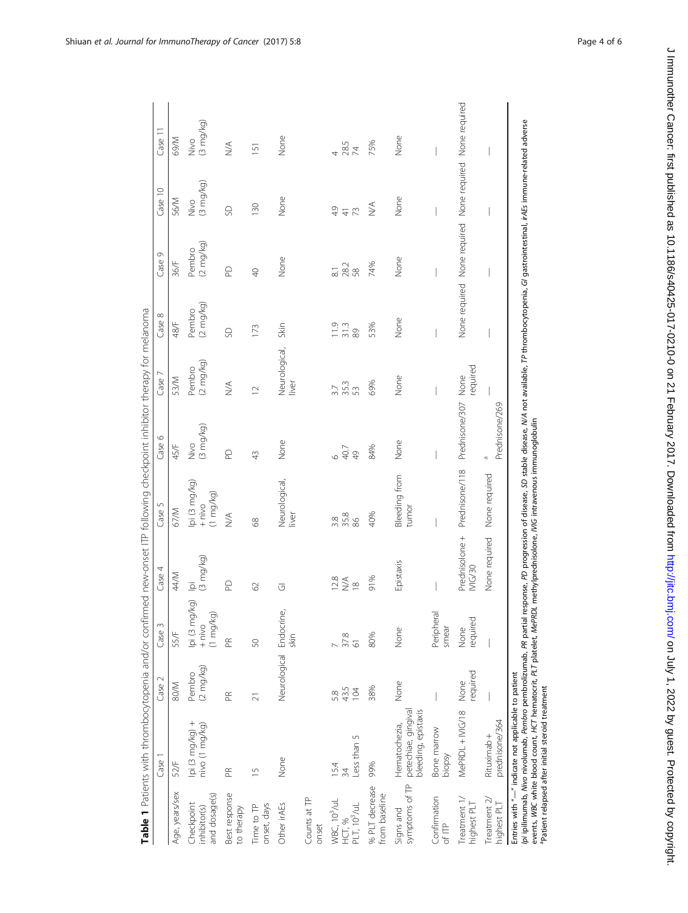**Table 1** Patients with thrombocytopenia and/or confirmed new-onset ITP following checkpoint inhibitor therapy for melanoma

| | Case 1 | Case 2 | Case 3 | Case 4 | Case 5 | Case 6 | Case 7 | Case 8 | Case 9 | Case 10 | Case 11 |
|---|---|---|---|---|---|---|---|---|---|---|---|
| Age, years/sex | 52/F | 80/M | 55/F | 44/M | 67/M | 45/F | 53/M | 48/F | 36/F | 56/M | 69/M |
| Checkpoint inhibitor(s) and dosage(s) | Ipi (3 mg/kg) + nivo (1 mg/kg) | Pembro (2 mg/kg) | Ipi (3 mg/kg) + nivo (1 mg/kg) | Ipi (3 mg/kg) | Ipi (3 mg/kg) + nivo (1 mg/kg) | Nivo (3 mg/kg) | Pembro (2 mg/kg) | Pembro (2 mg/kg) | Pembro (2 mg/kg) | Nivo (3 mg/kg) | Nivo (3 mg/kg) |
| Best response to therapy | PR | PR | PR | PD | N/A | PD | N/A | SD | PD | SD | N/A |
| Time to TP onset, days | 15 | 21 | 50 | 62 | 68 | 43 | 12 | 173 | 40 | 130 | 151 |
| Other irAEs | None | Neurological | Endocrine, skin | GI | Neurological, liver | None | Neurological, liver | Skin | None | None | None |
| Counts at TP onset | | | | | | | | | | | |
| WBC, $10^3$/uL<br>HCT, %<br>PLT, $10^3$/uL | 15.4<br>34<br>Less than 5 | 5.8<br>43.5<br>104 | 7<br>37.8<br>61 | 12.8<br>N/A<br>18 | 3.8<br>35.8<br>86 | 6<br>40.7<br>49 | 3.7<br>35.3<br>53 | 11.9<br>31.3<br>89 | 8.1<br>28.2<br>58 | 4.9<br>41<br>73 | 4<br>28.5<br>74 |
| % PLT decrease from baseline | 99% | 38% | 80% | 91% | 40% | 84% | 69% | 53% | 74% | N/A | 75% |
| Signs and symptoms of TP | Hematochezia, petechiae, gingival bleeding, epistaxis | None | None | Epistaxis | Bleeding from tumor | None | None | None | None | None | None |
| Confirmation of ITP | Bone marrow biopsy | — | Peripheral smear | — | — | — | — | — | — | — | — |
| Treatment 1/ highest PLT | MePRDL + IVIG/18 | None required | None required | Prednisolone + IVIG/30 | Prednisone/118 | Prednisone/307 | None required | None required | None required | None required | None required |
| Treatment 2/ highest PLT | Rituximab + prednisone/364 | — | — | None required | None required | [a] Prednisone/269 | — | — | — | — | — |

Entries with "—" indicate not applicable to patient

*Ipi* ipilimumab, *Nivo* nivolumab, *Pembro* pembrolizumab, *PR* partial response, *PD* progression of disease, *SD* stable disease, *N/A* not available, *TP* thrombocytopenia, *GI* gastrointestinal, *irAEs* immune-related adverse events, *WBC* white blood count, *HCT* hematocrit, *PLT* platelet, *MePRDL* methylprednisolone, *IVIG* intravenous immunoglobulin

[a]Patient relapsed after initial steroid treatment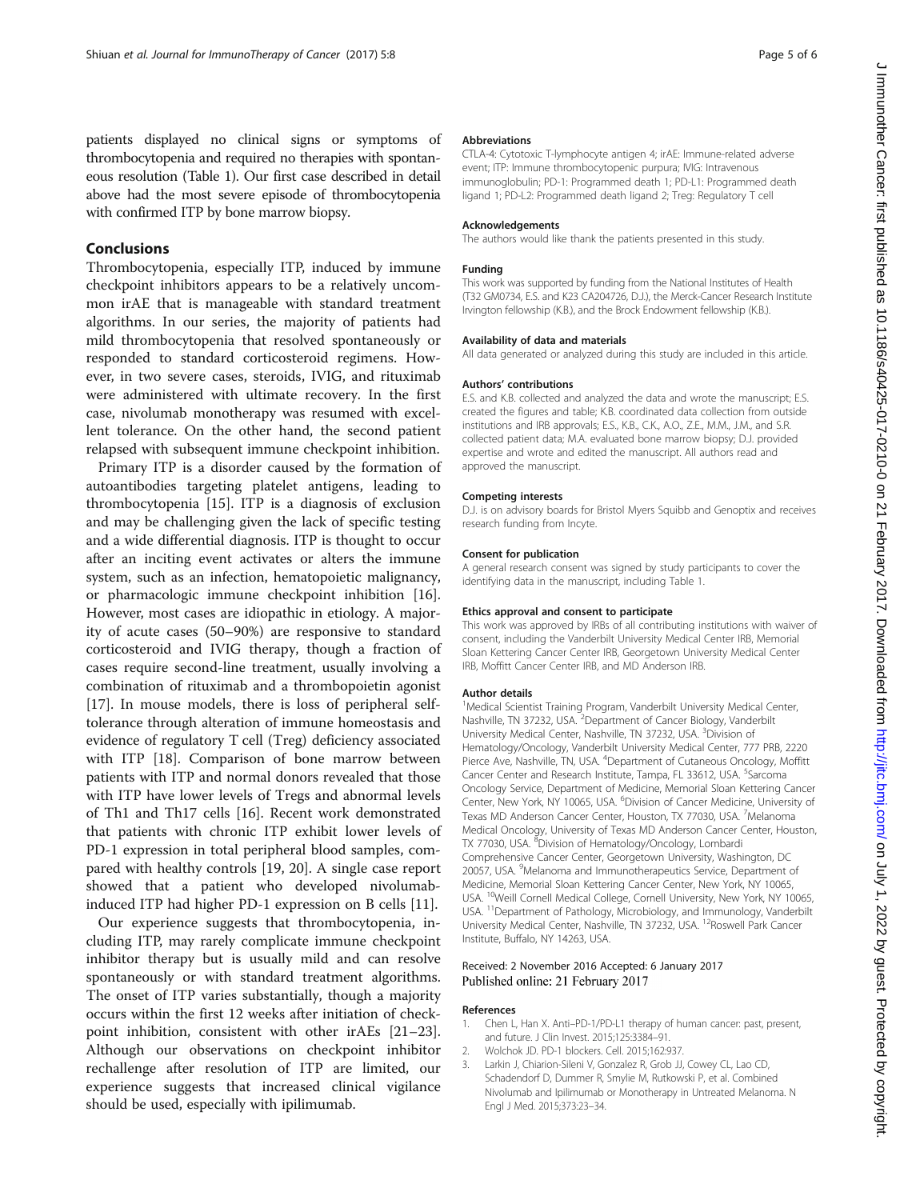patients displayed no clinical signs or symptoms of thrombocytopenia and required no therapies with spontaneous resolution (Table 1). Our first case described in detail above had the most severe episode of thrombocytopenia with confirmed ITP by bone marrow biopsy.

## Conclusions

Thrombocytopenia, especially ITP, induced by immune checkpoint inhibitors appears to be a relatively uncommon irAE that is manageable with standard treatment algorithms. In our series, the majority of patients had mild thrombocytopenia that resolved spontaneously or responded to standard corticosteroid regimens. However, in two severe cases, steroids, IVIG, and rituximab were administered with ultimate recovery. In the first case, nivolumab monotherapy was resumed with excellent tolerance. On the other hand, the second patient relapsed with subsequent immune checkpoint inhibition.

Primary ITP is a disorder caused by the formation of autoantibodies targeting platelet antigens, leading to thrombocytopenia [15]. ITP is a diagnosis of exclusion and may be challenging given the lack of specific testing and a wide differential diagnosis. ITP is thought to occur after an inciting event activates or alters the immune system, such as an infection, hematopoietic malignancy, or pharmacologic immune checkpoint inhibition [16]. However, most cases are idiopathic in etiology. A majority of acute cases (50–90%) are responsive to standard corticosteroid and IVIG therapy, though a fraction of cases require second-line treatment, usually involving a combination of rituximab and a thrombopoietin agonist [17]. In mouse models, there is loss of peripheral self-tolerance through alteration of immune homeostasis and evidence of regulatory T cell (Treg) deficiency associated with ITP [18]. Comparison of bone marrow between patients with ITP and normal donors revealed that those with ITP have lower levels of Tregs and abnormal levels of Th1 and Th17 cells [16]. Recent work demonstrated that patients with chronic ITP exhibit lower levels of PD-1 expression in total peripheral blood samples, compared with healthy controls [19, 20]. A single case report showed that a patient who developed nivolumab-induced ITP had higher PD-1 expression on B cells [11].

Our experience suggests that thrombocytopenia, including ITP, may rarely complicate immune checkpoint inhibitor therapy but is usually mild and can resolve spontaneously or with standard treatment algorithms. The onset of ITP varies substantially, though a majority occurs within the first 12 weeks after initiation of checkpoint inhibition, consistent with other irAEs [21–23]. Although our observations on checkpoint inhibitor rechallenge after resolution of ITP are limited, our experience suggests that increased clinical vigilance should be used, especially with ipilimumab.

### Abbreviations

CTLA-4: Cytotoxic T-lymphocyte antigen 4; irAE: Immune-related adverse event; ITP: Immune thrombocytopenic purpura; IVIG: Intravenous immunoglobulin; PD-1: Programmed death 1; PD-L1: Programmed death ligand 1; PD-L2: Programmed death ligand 2; Treg: Regulatory T cell

### Acknowledgements

The authors would like thank the patients presented in this study.

### Funding

This work was supported by funding from the National Institutes of Health (T32 GM0734, E.S. and K23 CA204726, D.J.), the Merck-Cancer Research Institute Irvington fellowship (K.B.), and the Brock Endowment fellowship (K.B.).

### Availability of data and materials

All data generated or analyzed during this study are included in this article.

### Authors' contributions

E.S. and K.B. collected and analyzed the data and wrote the manuscript; E.S. created the figures and table; K.B. coordinated data collection from outside institutions and IRB approvals; E.S., K.B., C.K., A.O., Z.E., M.M., J.M., and S.R. collected patient data; M.A. evaluated bone marrow biopsy; D.J. provided expertise and wrote and edited the manuscript. All authors read and approved the manuscript.

### Competing interests

D.J. is on advisory boards for Bristol Myers Squibb and Genoptix and receives research funding from Incyte.

### Consent for publication

A general research consent was signed by study participants to cover the identifying data in the manuscript, including Table 1.

### Ethics approval and consent to participate

This work was approved by IRBs of all contributing institutions with waiver of consent, including the Vanderbilt University Medical Center IRB, Memorial Sloan Kettering Cancer Center IRB, Georgetown University Medical Center IRB, Moffitt Cancer Center IRB, and MD Anderson IRB.

### Author details

[1]Medical Scientist Training Program, Vanderbilt University Medical Center, Nashville, TN 37232, USA. [2]Department of Cancer Biology, Vanderbilt University Medical Center, Nashville, TN 37232, USA. [3]Division of Hematology/Oncology, Vanderbilt University Medical Center, 777 PRB, 2220 Pierce Ave, Nashville, TN, USA. [4]Department of Cutaneous Oncology, Moffitt Cancer Center and Research Institute, Tampa, FL 33612, USA. [5]Sarcoma Oncology Service, Department of Medicine, Memorial Sloan Kettering Cancer Center, New York, NY 10065, USA. [6]Division of Cancer Medicine, University of Texas MD Anderson Cancer Center, Houston, TX 77030, USA. [7]Melanoma Medical Oncology, University of Texas MD Anderson Cancer Center, Houston, TX 77030, USA. [8]Division of Hematology/Oncology, Lombardi Comprehensive Cancer Center, Georgetown University, Washington, DC 20057, USA. [9]Melanoma and Immunotherapeutics Service, Department of Medicine, Memorial Sloan Kettering Cancer Center, New York, NY 10065, USA. [10]Weill Cornell Medical College, Cornell University, New York, NY 10065, USA. [11]Department of Pathology, Microbiology, and Immunology, Vanderbilt University Medical Center, Nashville, TN 37232, USA. [12]Roswell Park Cancer Institute, Buffalo, NY 14263, USA.

Received: 2 November 2016 Accepted: 6 January 2017
Published online: 21 February 2017

### References

1. Chen L, Han X. Anti–PD-1/PD-L1 therapy of human cancer: past, present, and future. J Clin Invest. 2015;125:3384–91.
2. Wolchok JD. PD-1 blockers. Cell. 2015;162:937.
3. Larkin J, Chiarion-Sileni V, Gonzalez R, Grob JJ, Cowey CL, Lao CD, Schadendorf D, Dummer R, Smylie M, Rutkowski P, et al. Combined Nivolumab and Ipilimumab or Monotherapy in Untreated Melanoma. N Engl J Med. 2015;373:23–34.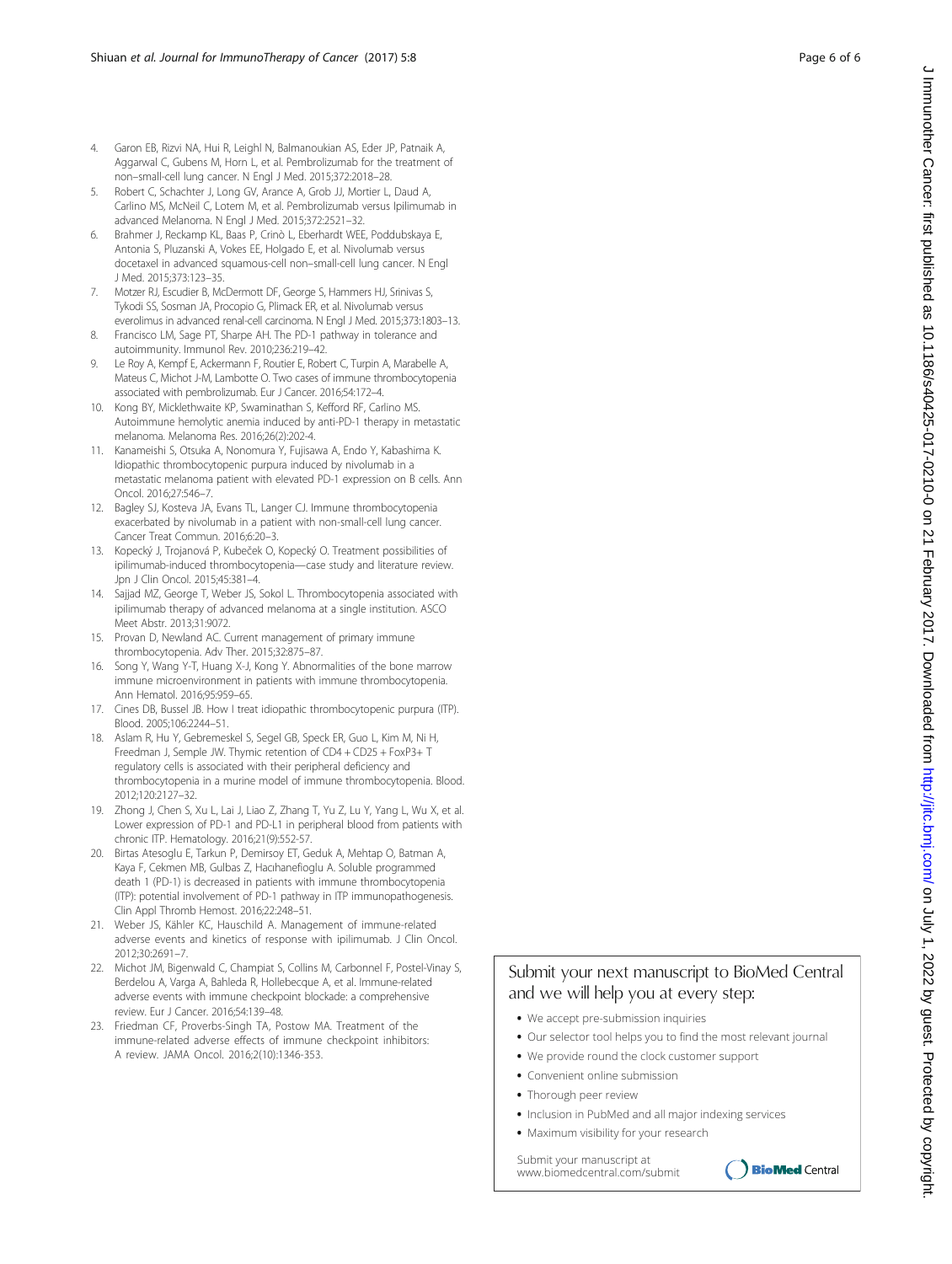4. Garon EB, Rizvi NA, Hui R, Leighl N, Balmanoukian AS, Eder JP, Patnaik A, Aggarwal C, Gubens M, Horn L, et al. Pembrolizumab for the treatment of non–small-cell lung cancer. N Engl J Med. 2015;372:2018–28.
5. Robert C, Schachter J, Long GV, Arance A, Grob JJ, Mortier L, Daud A, Carlino MS, McNeil C, Lotem M, et al. Pembrolizumab versus Ipilimumab in advanced Melanoma. N Engl J Med. 2015;372:2521–32.
6. Brahmer J, Reckamp KL, Baas P, Crinò L, Eberhardt WEE, Poddubskaya E, Antonia S, Pluzanski A, Vokes EE, Holgado E, et al. Nivolumab versus docetaxel in advanced squamous-cell non–small-cell lung cancer. N Engl J Med. 2015;373:123–35.
7. Motzer RJ, Escudier B, McDermott DF, George S, Hammers HJ, Srinivas S, Tykodi SS, Sosman JA, Procopio G, Plimack ER, et al. Nivolumab versus everolimus in advanced renal-cell carcinoma. N Engl J Med. 2015;373:1803–13.
8. Francisco LM, Sage PT, Sharpe AH. The PD-1 pathway in tolerance and autoimmunity. Immunol Rev. 2010;236:219–42.
9. Le Roy A, Kempf E, Ackermann F, Routier E, Robert C, Turpin A, Marabelle A, Mateus C, Michot J-M, Lambotte O. Two cases of immune thrombocytopenia associated with pembrolizumab. Eur J Cancer. 2016;54:172–4.
10. Kong BY, Micklethwaite KP, Swaminathan S, Kefford RF, Carlino MS. Autoimmune hemolytic anemia induced by anti-PD-1 therapy in metastatic melanoma. Melanoma Res. 2016;26(2):202-4.
11. Kanameishi S, Otsuka A, Nonomura Y, Fujisawa A, Endo Y, Kabashima K. Idiopathic thrombocytopenic purpura induced by nivolumab in a metastatic melanoma patient with elevated PD-1 expression on B cells. Ann Oncol. 2016;27:546–7.
12. Bagley SJ, Kosteva JA, Evans TL, Langer CJ. Immune thrombocytopenia exacerbated by nivolumab in a patient with non-small-cell lung cancer. Cancer Treat Commun. 2016;6:20–3.
13. Kopecký J, Trojanová P, Kubeček O, Kopecký O. Treatment possibilities of ipilimumab-induced thrombocytopenia—case study and literature review. Jpn J Clin Oncol. 2015;45:381–4.
14. Sajjad MZ, George T, Weber JS, Sokol L. Thrombocytopenia associated with ipilimumab therapy of advanced melanoma at a single institution. ASCO Meet Abstr. 2013;31:9072.
15. Provan D, Newland AC. Current management of primary immune thrombocytopenia. Adv Ther. 2015;32:875–87.
16. Song Y, Wang Y-T, Huang X-J, Kong Y. Abnormalities of the bone marrow immune microenvironment in patients with immune thrombocytopenia. Ann Hematol. 2016;95:959–65.
17. Cines DB, Bussel JB. How I treat idiopathic thrombocytopenic purpura (ITP). Blood. 2005;106:2244–51.
18. Aslam R, Hu Y, Gebremeskel S, Segel GB, Speck ER, Guo L, Kim M, Ni H, Freedman J, Semple JW. Thymic retention of CD4 + CD25 + FoxP3+ T regulatory cells is associated with their peripheral deficiency and thrombocytopenia in a murine model of immune thrombocytopenia. Blood. 2012;120:2127–32.
19. Zhong J, Chen S, Xu L, Lai J, Liao Z, Zhang T, Yu Z, Lu Y, Yang L, Wu X, et al. Lower expression of PD-1 and PD-L1 in peripheral blood from patients with chronic ITP. Hematology. 2016;21(9):552-57.
20. Birtas Atesoglu E, Tarkun P, Demirsoy ET, Geduk A, Mehtap O, Batman A, Kaya F, Cekmen MB, Gulbas Z, Hacıhanefioglu A. Soluble programmed death 1 (PD-1) is decreased in patients with immune thrombocytopenia (ITP): potential involvement of PD-1 pathway in ITP immunopathogenesis. Clin Appl Thromb Hemost. 2016;22:248–51.
21. Weber JS, Kähler KC, Hauschild A. Management of immune-related adverse events and kinetics of response with ipilimumab. J Clin Oncol. 2012;30:2691–7.
22. Michot JM, Bigenwald C, Champiat S, Collins M, Carbonnel F, Postel-Vinay S, Berdelou A, Varga A, Bahleda R, Hollebecque A, et al. Immune-related adverse events with immune checkpoint blockade: a comprehensive review. Eur J Cancer. 2016;54:139–48.
23. Friedman CF, Proverbs-Singh TA, Postow MA. Treatment of the immune-related adverse effects of immune checkpoint inhibitors: A review. JAMA Oncol. 2016;2(10):1346-353.

Submit your next manuscript to BioMed Central and we will help you at every step:

- We accept pre-submission inquiries
- Our selector tool helps you to find the most relevant journal
- We provide round the clock customer support
- Convenient online submission
- Thorough peer review
- Inclusion in PubMed and all major indexing services
- Maximum visibility for your research

Submit your manuscript at www.biomedcentral.com/submit

BioMed Central

J Immunother Cancer: first published as 10.1186/s40425-017-0210-0 on 21 February 2017. Downloaded from http://jitc.bmj.com/ on July 1, 2022 by guest. Protected by copyright.